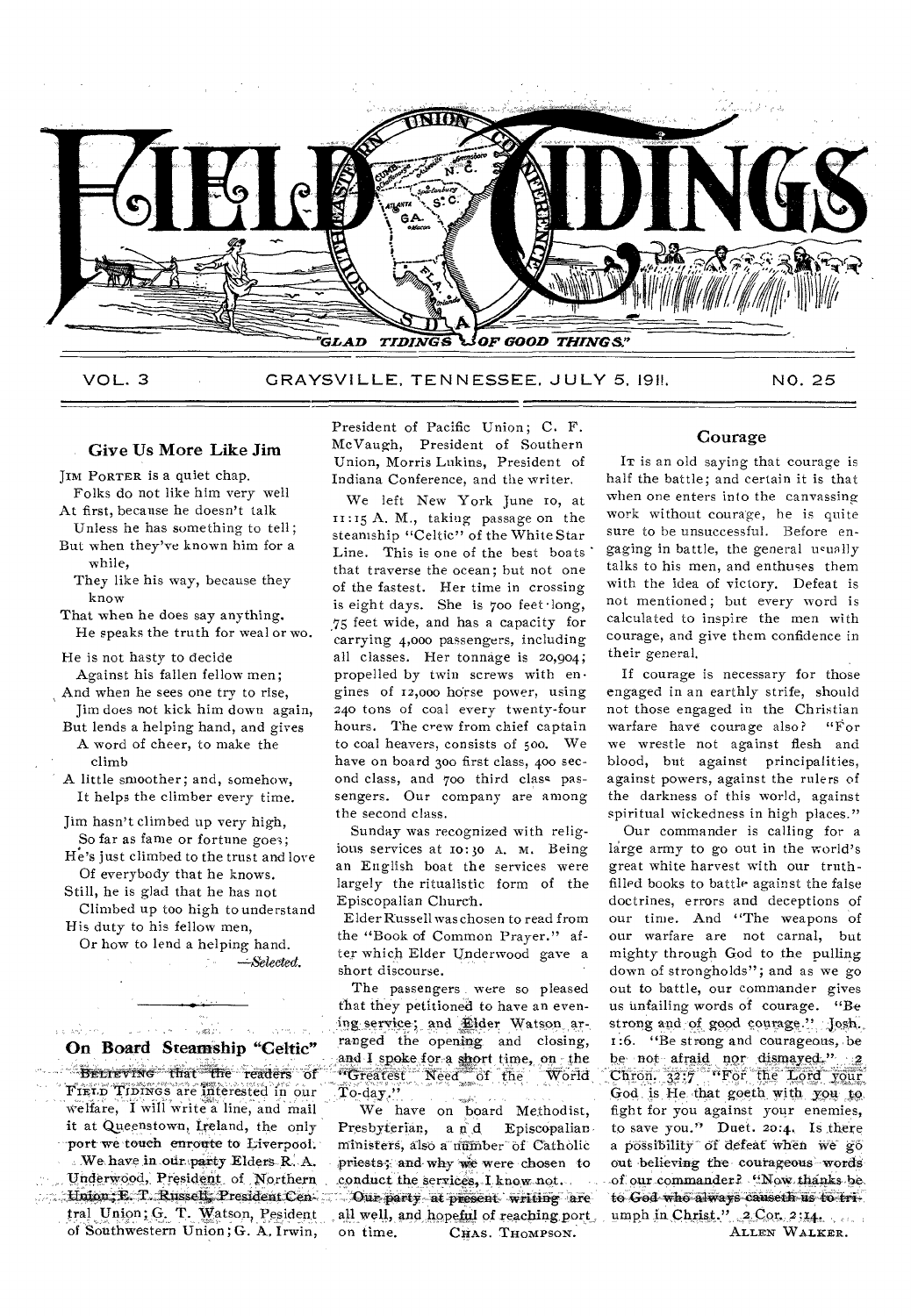# FIELD TIDINGS

"GLAD TIDINGS OF GOOD THINGS."

VOL. 3 GRAYSVILLE, TENNESSEE, JULY 5, 1911. NO. 25

## Give Us More Like Jim

JIM PORTER is a quiet chap.
Folks do not like him very well
At first, because he doesn't talk
Unless he has something to tell;
But when they've known him for a while,
They like his way, because they know
That when he does say anything.
He speaks the truth for weal or wo.

He is not hasty to decide
Against his fallen fellow men;
And when he sees one try to rise,
Jim does not kick him down again,
But lends a helping hand, and gives
A word of cheer, to make the climb
A little smoother; and, somehow,
It helps the climber every time.

Jim hasn't climbed up very high,
So far as fame or fortune goes;
He's just climbed to the trust and love
Of everybody that he knows.
Still, he is glad that he has not
Climbed up too high to understand
His duty to his fellow men,
Or how to lend a helping hand.

—*Selected.*

## On Board Steamship "Celtic"

BELIEVING that the readers of FIELD TIDINGS are interested in our welfare, I will write a line, and mail it at Queenstown, Ireland, the only port we touch enroute to Liverpool. We have in our party Elders R. A. Underwood, President of Northern Union; E. T. Russell, President Central Union; G. T. Watson, Pesident of Southwestern Union; G. A. Irwin, President of Pacific Union; C. F. McVaugh, President of Southern Union, Morris Lukins, President of Indiana Conference, and the writer.

We left New York June 10, at 11:15 A. M., taking passage on the steamship "Celtic" of the White Star Line. This is one of the best boats that traverse the ocean; but not one of the fastest. Her time in crossing is eight days. She is 700 feet long, 75 feet wide, and has a capacity for carrying 4,000 passengers, including all classes. Her tonnage is 20,904; propelled by twin screws with engines of 12,000 horse power, using 240 tons of coal every twenty-four hours. The crew from chief captain to coal heavers, consists of 500. We have on board 300 first class, 400 second class, and 700 third class passengers. Our company are among the second class.

Sunday was recognized with religious services at 10:30 A. M. Being an English boat the services were largely the ritualistic form of the Episcopalian Church.

Elder Russell was chosen to read from the "Book of Common Prayer." after which Elder Underwood gave a short discourse.

The passengers were so pleased that they petitioned to have an evening service; and Elder Watson arranged the opening and closing, and I spoke for a short time, on the "Greatest Need of the World To-day."

We have on board Methodist, Presbyterian, and Episcopalian ministers, also a number of Catholic priests; and why we were chosen to conduct the services, I know not.

Our party at present writing are all well, and hopeful of reaching port on time.

CHAS. THOMPSON.

## Courage

IT is an old saying that courage is half the battle; and certain it is that when one enters into the canvassing work without courage, he is quite sure to be unsuccessful. Before engaging in battle, the general usually talks to his men, and enthuses them with the idea of victory. Defeat is not mentioned; but every word is calculated to inspire the men with courage, and give them confidence in their general.

If courage is necessary for those engaged in an earthly strife, should not those engaged in the Christian warfare have courage also? "For we wrestle not against flesh and blood, but against principalities, against powers, against the rulers of the darkness of this world, against spiritual wickedness in high places."

Our commander is calling for a large army to go out in the world's great white harvest with our truth-filled books to battle against the false doctrines, errors and deceptions of our time. And "The weapons of our warfare are not carnal, but mighty through God to the pulling down of strongholds"; and as we go out to battle, our commander gives us unfailing words of courage. "Be strong and of good courage." Josh. 1:6. "Be strong and courageous, be not afraid nor dismayed." 2 Chron. 32:7 "For the Lord your God is He that goeth with you to fight for you against your enemies, to save you." Duet. 20:4. Is there a possibility of defeat when we go out believing the courageous words of our commander? "Now thanks be to God who always causeth us to triumph in Christ." 2 Cor. 2:14.

ALLEN WALKER.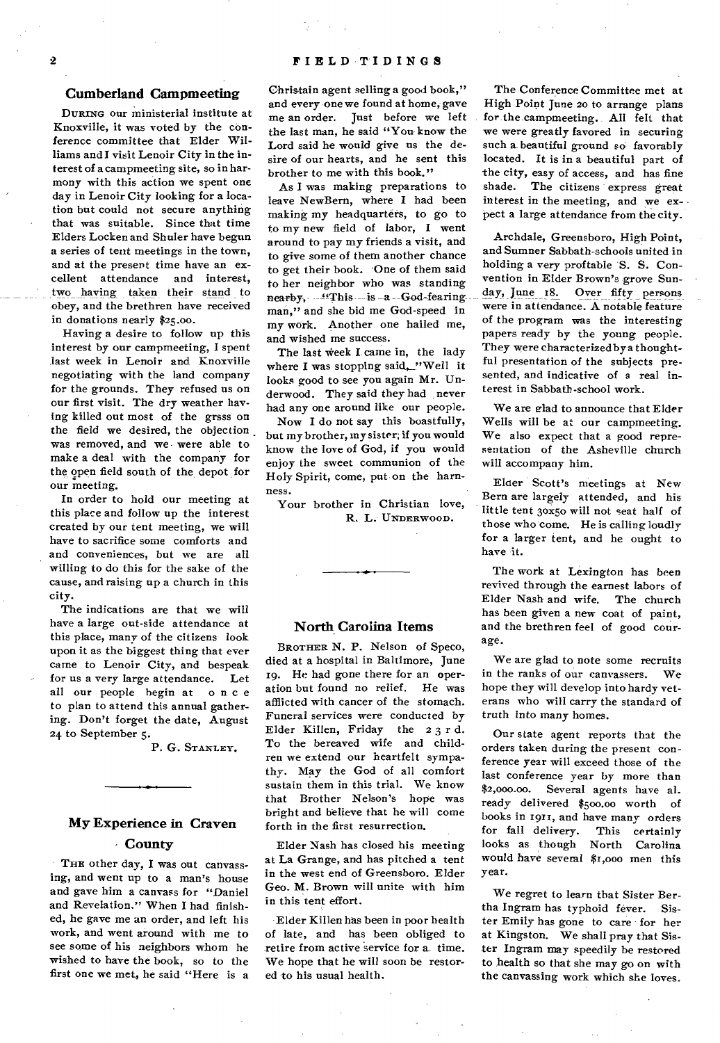## Cumberland Campmeeting

During our ministerial institute at Knoxville, it was voted by the conference committee that Elder Williams and I visit Lenoir City in the interest of a campmeeting site, so in harmony with this action we spent one day in Lenoir City looking for a location but could not secure anything that was suitable. Since that time Elders Locken and Shuler have begun a series of tent meetings in the town, and at the present time have an excellent attendance and interest, two having taken their stand to obey, and the brethren have received in donations nearly $25.00.

Having a desire to follow up this interest by our campmeeting, I spent last week in Lenoir and Knoxville negotiating with the land company for the grounds. They refused us on our first visit. The dry weather having killed out most of the grsss on the field we desired, the objection was removed, and we were able to make a deal with the company for the open field south of the depot for our meeting.

In order to hold our meeting at this place and follow up the interest created by our tent meeting, we will have to sacrifice some comforts and and conveniences, but we are all willing to do this for the sake of the cause, and raising up a church in this city.

The indications are that we will have a large out-side attendance at this place, many of the citizens look upon it as the biggest thing that ever came to Lenoir City, and bespeak for us a very large attendance. Let all our people begin at once to plan to attend this annual gathering. Don't forget the date, August 24 to September 5.

P. G. Stanley.

## My Experience in Craven County

The other day, I was out canvassing, and went up to a man's house and gave him a canvass for "Daniel and Revelation." When I had finished, he gave me an order, and left his work, and went around with me to see some of his neighbors whom he wished to have the book, so to the first one we met, he said "Here is a Christain agent selling a good book," and every one we found at home, gave me an order. Just before we left the last man, he said "You know the Lord said he would give us the desire of our hearts, and he sent this brother to me with this book."

As I was making preparations to leave NewBern, where I had been making my headquarters, to go to to my new field of labor, I went around to pay my friends a visit, and to give some of them another chance to get their book. One of them said to her neighbor who was standing nearby, "This is a God-fearing man," and she bid me God-speed in my work. Another one hailed me, and wished me success.

The last week I came in, the lady where I was stopping said, "Well it looks good to see you again Mr. Underwood. They said they had never had any one around like our people.

Now I do not say this boastfully, but my brother, my sister; if you would know the love of God, if you would enjoy the sweet communion of the Holy Spirit, come, put on the harness.

Your brother in Christian love,
R. L. Underwood.

## North Carolina Items

Brother N. P. Nelson of Speco, died at a hospital in Baltimore, June 19. He had gone there for an operation but found no relief. He was afflicted with cancer of the stomach. Funeral services were conducted by Elder Killen, Friday the 23rd. To the bereaved wife and children we extend our heartfelt sympathy. May the God of all comfort sustain them in this trial. We know that Brother Nelson's hope was bright and believe that he will come forth in the first resurrection.

Elder Nash has closed his meeting at La Grange, and has pitched a tent in the west end of Greensboro. Elder Geo. M. Brown will unite with him in this tent effort.

Elder Killen has been in poor health of late, and has been obliged to retire from active service for a time. We hope that he will soon be restored to his usual health.

The Conference Committee met at High Point June 20 to arrange plans for the campmeeting. All felt that we were greatly favored in securing such a beautiful ground so favorably located. It is in a beautiful part of the city, easy of access, and has fine shade. The citizens express great interest in the meeting, and we expect a large attendance from the city.

Archdale, Greensboro, High Point, and Sumner Sabbath-schools united in holding a very proftable S. S. Convention in Elder Brown's grove Sunday, June 18. Over fifty persons were in attendance. A notable feature of the program was the interesting papers ready by the young people. They were characterized by a thoughtful presentation of the subjects presented, and indicative of a real interest in Sabbath-school work.

We are glad to announce that Elder Wells will be at our campmeeting. We also expect that a good representation of the Asheville church will accompany him.

Elder Scott's meetings at New Bern are largely attended, and his little tent 30x50 will not seat half of those who come. He is calling loudly for a larger tent, and he ought to have it.

The work at Lexington has been revived through the earnest labors of Elder Nash and wife. The church has been given a new coat of paint, and the brethren feel of good courage.

We are glad to note some recruits in the ranks of our canvassers. We hope they will develop into hardy veterans who will carry the standard of truth into many homes.

Our state agent reports that the orders taken during the present conference year will exceed those of the last conference year by more than $2,000.00. Several agents have already delivered $500.00 worth of books in 1911, and have many orders for fall delivery. This certainly looks as though North Carolina would have several $1,000 men this year.

We regret to learn that Sister Bertha Ingram has typhoid fever. Sister Emily has gone to care for her at Kingston. We shall pray that Sister Ingram may speedily be restored to health so that she may go on with the canvassing work which she loves.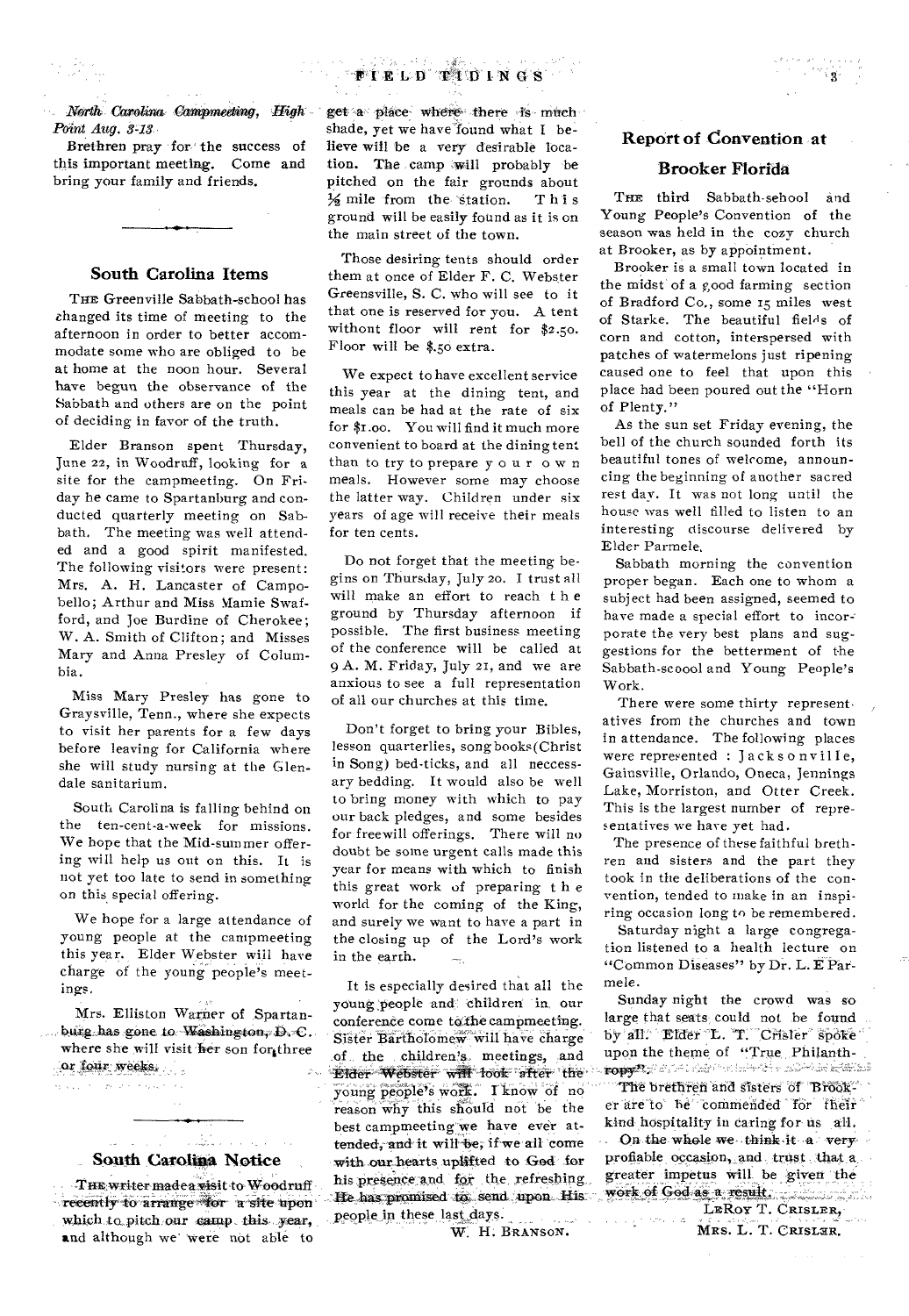*North Carolina Campmeeting, High Point Aug. 3-13*

Brethren pray for the success of this important meeting. Come and bring your family and friends.

## South Carolina Items

THE Greenville Sabbath-school has changed its time of meeting to the afternoon in order to better accommodate some who are obliged to be at home at the noon hour. Several have begun the observance of the Sabbath and others are on the point of deciding in favor of the truth.

Elder Branson spent Thursday, June 22, in Woodruff, looking for a site for the campmeeting. On Friday he came to Spartanburg and conducted quarterly meeting on Sabbath. The meeting was well attended and a good spirit manifested. The following visitors were present: Mrs. A. H. Lancaster of Campobello; Arthur and Miss Mamie Swafford, and Joe Burdine of Cherokee; W. A. Smith of Clifton; and Misses Mary and Anna Presley of Columbia.

Miss Mary Presley has gone to Graysville, Tenn., where she expects to visit her parents for a few days before leaving for California where she will study nursing at the Glendale sanitarium.

South Carolina is falling behind on the ten-cent-a-week for missions. We hope that the Mid-summer offering will help us out on this. It is not yet too late to send in something on this special offering.

We hope for a large attendance of young people at the campmeeting this year. Elder Webster will have charge of the young people's meetings.

Mrs. Elliston Warner of Spartanburg has gone to Washington, D. C. where she will visit her son for three or four weeks.

## South Carolina Notice

THE writer made a visit to Woodruff recently to arrange for a site upon which to pitch our camp this year, and although we were not able to get a place where there is much shade, yet we have found what I believe will be a very desirable location. The camp will probably be pitched on the fair grounds about ½ mile from the station. This ground will be easily found as it is on the main street of the town.

Those desiring tents should order them at once of Elder F. C. Webster Greensville, S. C. who will see to it that one is reserved for you. A tent without floor will rent for $2.50. Floor will be $.50 extra.

We expect to have excellent service this year at the dining tent, and meals can be had at the rate of six for $1.00. You will find it much more convenient to board at the dining tent than to try to prepare your own meals. However some may choose the latter way. Children under six years of age will receive their meals for ten cents.

Do not forget that the meeting begins on Thursday, July 20. I trust all will make an effort to reach the ground by Thursday afternoon if possible. The first business meeting of the conference will be called at 9 A. M. Friday, July 21, and we are anxious to see a full representation of all our churches at this time.

Don't forget to bring your Bibles, lesson quarterlies, song books (Christ in Song) bed-ticks, and all neccessary bedding. It would also be well to bring money with which to pay our back pledges, and some besides for freewill offerings. There will no doubt be some urgent calls made this year for means with which to finish this great work of preparing the world for the coming of the King, and surely we want to have a part in the closing up of the Lord's work in the earth.

It is especially desired that all the young people and children in our conference come to the campmeeting. Sister Bartholomew will have charge of the children's meetings, and Elder Webster will look after the young people's work. I know of no reason why this should not be the best campmeeting we have ever attended, and it will be, if we all come with our hearts uplifted to God for his presence and for the refreshing He has promised to send upon His people in these last days.

W. H. BRANSON.

## Report of Convention at Brooker Florida

THE third Sabbath-school and Young People's Convention of the season was held in the cozy church at Brooker, as by appointment.

Brooker is a small town located in the midst of a good farming section of Bradford Co., some 15 miles west of Starke. The beautiful fields of corn and cotton, interspersed with patches of watermelons just ripening caused one to feel that upon this place had been poured out the "Horn of Plenty."

As the sun set Friday evening, the bell of the church sounded forth its beautiful tones of welcome, announcing the beginning of another sacred rest day. It was not long until the house was well filled to listen to an interesting discourse delivered by Elder Parmele.

Sabbath morning the convention proper began. Each one to whom a subject had been assigned, seemed to have made a special effort to incorporate the very best plans and suggestions for the betterment of the Sabbath-scoool and Young People's Work.

There were some thirty representatives from the churches and town in attendance. The following places were represented: Jacksonville, Gainsville, Orlando, Oneca, Jennings Lake, Morriston, and Otter Creek. This is the largest number of representatives we have yet had.

The presence of these faithful brethren and sisters and the part they took in the deliberations of the convention, tended to make in an inspiring occasion long to be remembered.

Saturday night a large congregation listened to a health lecture on "Common Diseases" by Dr. L. E Parmele.

Sunday night the crowd was so large that seats could not be found by all. Elder L. T. Crisler spoke upon the theme of "True Philanthropy".

The brethren and sisters of Brooker are to be commended for their kind hospitality in caring for us all.

On the whole we think it a very profiable occasion, and trust that a greater impetus will be given the work of God as a result.

LEROY T. CRISLER,
MRS. L. T. CRISLER.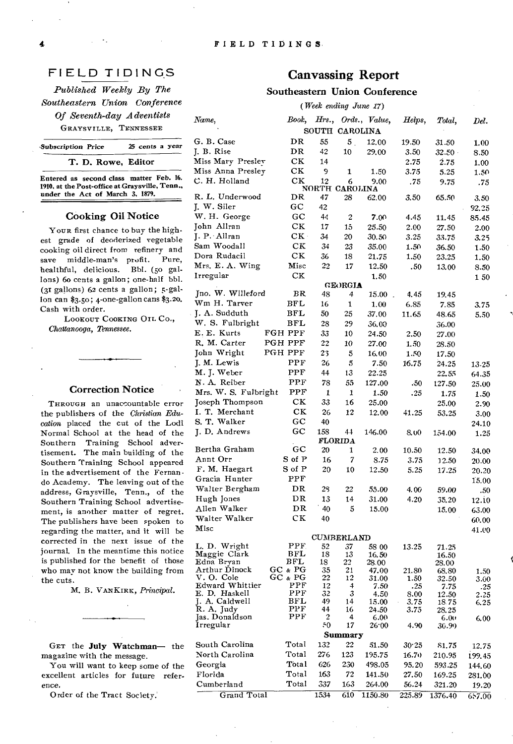# FIELD TIDINGS

*Published Weekly By The Southeastern Union Conference Of Seventh-day Adventists*

GRAYSVILLE, TENNESSEE

Subscription Price 25 cents a year

**T. D. Rowe, Editor**

Entered as second class matter Feb. 16, 1910, at the Post-office at Graysville, Tenn., under the Act of March 3, 1879.

### Cooking Oil Notice

YOUR first chance to buy the highest grade of deoderized vegetable cooking oil direct from refinery and save middle-man's profit. Pure, healthful, delicious. Bbl. (50 gallons) 60 cents a gallon; one-half bbl. (31 gallons) 62 cents a gallon; 5-gallon can \$3.50; 4-one-gallon cans \$3.20. Cash with order.

LOOKOUT COOKING OIL CO.,
*Chattanooga, Tennessee.*

### Correction Notice

THROUGH an unaccountable error the publishers of the *Christian Education* placed the cut of the Lodi Normal School at the head of the Southern Training School advertisement. The main building of the Southern Training School appeared in the advertisement of the Fernando Academy. The leaving out of the address, Graysville, Tenn., of the Southern Training School advertisement, is another matter of regret. The publishers have been spoken to regarding the matter, and it will be corrected in the next issue of the journal. In the meantime this notice is published for the benefit of those who may not know the building from the cuts.

M. B. VANKIRK, *Principal.*

GET the **July Watchman**— the magazine with the message.

You will want to keep some of the excellent articles for future reference.

Order of the Tract Society.

## Canvassing Report

### Southeastern Union Conference

*(Week ending June 17)*

| *Name,* | *Book,* | *Hrs.,* | *Ords.,* | *Value,* | *Helps,* | *Total,* | *Del.* |
|---|---|---|---|---|---|---|---|
| | | SOUTH | CAROLINA | | | | |
| G. B. Case | DR | 55 | 5 | 12.00 | 19.50 | 31.50 | 1.00 |
| J. B. Rise | DR | 42 | 10 | 29.00 | 3.50 | 32.50 | 8.50 |
| Miss Mary Presley | CK | 14 | | | 2.75 | 2.75 | 1.00 |
| Miss Anna Presley | CK | 9 | 1 | 1.50 | 3.75 | 5.25 | 1.50 |
| C. H. Holland | CK | 12 | 6 | 9.00 | .75 | 9.75 | .75 |
| | | NORTH | CAROLINA | | | | |
| R. L. Underwood | DR | 47 | 28 | 62.00 | 3.50 | 65.50 | 3.50 |
| J. W. Siler | GC | 42 | | | | | 92.25 |
| W. H. George | GC | 44 | 2 | 7.00 | 4.45 | 11.45 | 85.45 |
| John Allran | CK | 17 | 15 | 25.50 | 2.00 | 27.50 | 2.00 |
| J. P. Allran | CK | 34 | 20 | 30.50 | 3.25 | 33.75 | 3.25 |
| Sam Woodall | CK | 34 | 23 | 35.00 | 1.50 | 36.50 | 1.50 |
| Dora Rudacil | CK | 36 | 18 | 21.75 | 1.50 | 23.25 | 1.50 |
| Mrs. E. A. Wing | Misc | 22 | 17 | 12.50 | .50 | 13.00 | 8.50 |
| Irregular | CK | | | 1.50 | | | 1 50 |
| | | GEORGIA | | | | | |
| Jno. W. Willeford | BR | 48 | 4 | 15.00 | 4.45 | 19.45 | |
| Wm H. Tarver | BFL | 16 | 1 | 1.00 | 6.85 | 7.85 | 3.75 |
| J. A. Sudduth | BFL | 50 | 25 | 37.00 | 11.65 | 48.65 | 5.50 |
| W. S. Fulbright | BFL | 28 | 29 | 36.00 | | 36.00 | |
| E. E. Kurts | FGH PPF | 33 | 10 | 24.50 | 2.50 | 27.00 | |
| R. M. Carter | PGH PPF | 22 | 10 | 27.00 | 1.50 | 28.50 | |
| John Wright | PGH PPF | 23 | 5 | 16.00 | 1.50 | 17.50 | |
| J. M. Lewis | PPF | 26 | 5 | 7.50 | 16.75 | 24.25 | 13.25 |
| M. J. Weber | PPF | 44 | 13 | 22.25 | | 22.55 | 64.35 |
| N. A. Reiber | PPF | 78 | 55 | 127.00 | .50 | 127.50 | 25.00 |
| Mrs. W. S. Fulbright | PPF | 1 | 1 | 1.50 | .25 | 1.75 | 1.50 |
| Joseph Thompson | CK | 33 | 16 | 25.00 | | 25.00 | 2.90 |
| I. T. Merchant | CK | 26 | 12 | 12.00 | 41.25 | 53.25 | 3.00 |
| S. T. Walker | GC | 40 | | | | | 24.10 |
| J. D. Andrews | GC | 158 | 44 | 146.00 | 8.00 | 154.00 | 1.25 |
| | | FLORIDA | | | | | |
| Bertha Graham | GC | 20 | 1 | 2.00 | 10.50 | 12.50 | 34.00 |
| Annt Orr | S of P | 16 | 7 | 8.75 | 3.75 | 12.50 | 20.00 |
| F. M. Haegart | S of P | 20 | 10 | 12.50 | 5.25 | 17.25 | 20.20 |
| Gracia Hunter | PPF | | | | | | 15.00 |
| Walter Bergham | DR | 28 | 22 | 55.00 | 4.00 | 59.00 | .50 |
| Hugh Jones | DR | 13 | 14 | 31.00 | 4.20 | 35.20 | 12.10 |
| Allen Walker | DR | 40 | 5 | 15.00 | | 15.00 | 63.00 |
| Walter Walker | CK | 40 | | | | | 60.00 |
| Misc | | | | | | | 41.00 |
| | | CUMBERLAND | | | | | |
| L. D. Wright | PPF | 52 | 37 | 58 00 | 13.25 | 71.25 | |
| Maggie Clark | BFL | 18 | 13 | 16.50 | | 16.50 | |
| Edna Bryan | BFL | 18 | 22 | 28.00 | | 28.00 | |
| Arthur Dinock | GC & PG | 35 | 21 | 47.00 | 21.80 | 68.80 | 1.50 |
| V. O. Cole | GC & PG | 22 | 12 | 31.00 | 1.50 | 32.50 | 3.00 |
| Edward Whittier | PPF | 12 | 4 | 7.50 | .25 | 7.75 | .25 |
| E. D. Haskell | PPF | 32 | 3 | 4.50 | 8.00 | 12.50 | 2.25 |
| J. A. Caldwell | BFL | 49 | 14 | 15.00 | 3.75 | 18.75 | 6.25 |
| R. A. Judy | PPF | 44 | 16 | 24.50 | 3.75 | 28.25 | |
| Jas. Donaldson | PPF | 2 | 4 | 6.00 | | 6.00 | 6.00 |
| Irregular | | 50 | 17 | 26.00 | 4.90 | 30.90 | |
| | | Summary | | | | | |
| South Carolina | Total | 132 | 22 | 51.50 | 30.25 | 81.75 | 12.75 |
| North Carolina | Total | 276 | 123 | 195.75 | 16.70 | 210.95 | 199.45 |
| Georgia | Total | 626 | 230 | 498.05 | 95.20 | 593.25 | 144.60 |
| Florida | Total | 163 | 72 | 141.50 | 27.50 | 169.25 | 281.00 |
| Cumberland | Total | 337 | 163 | 264.00 | 56.24 | 321.20 | 19.20 |
| Grand Total | | 1534 | 610 | 1150.80 | 225.89 | 1376.40 | 657.00 |